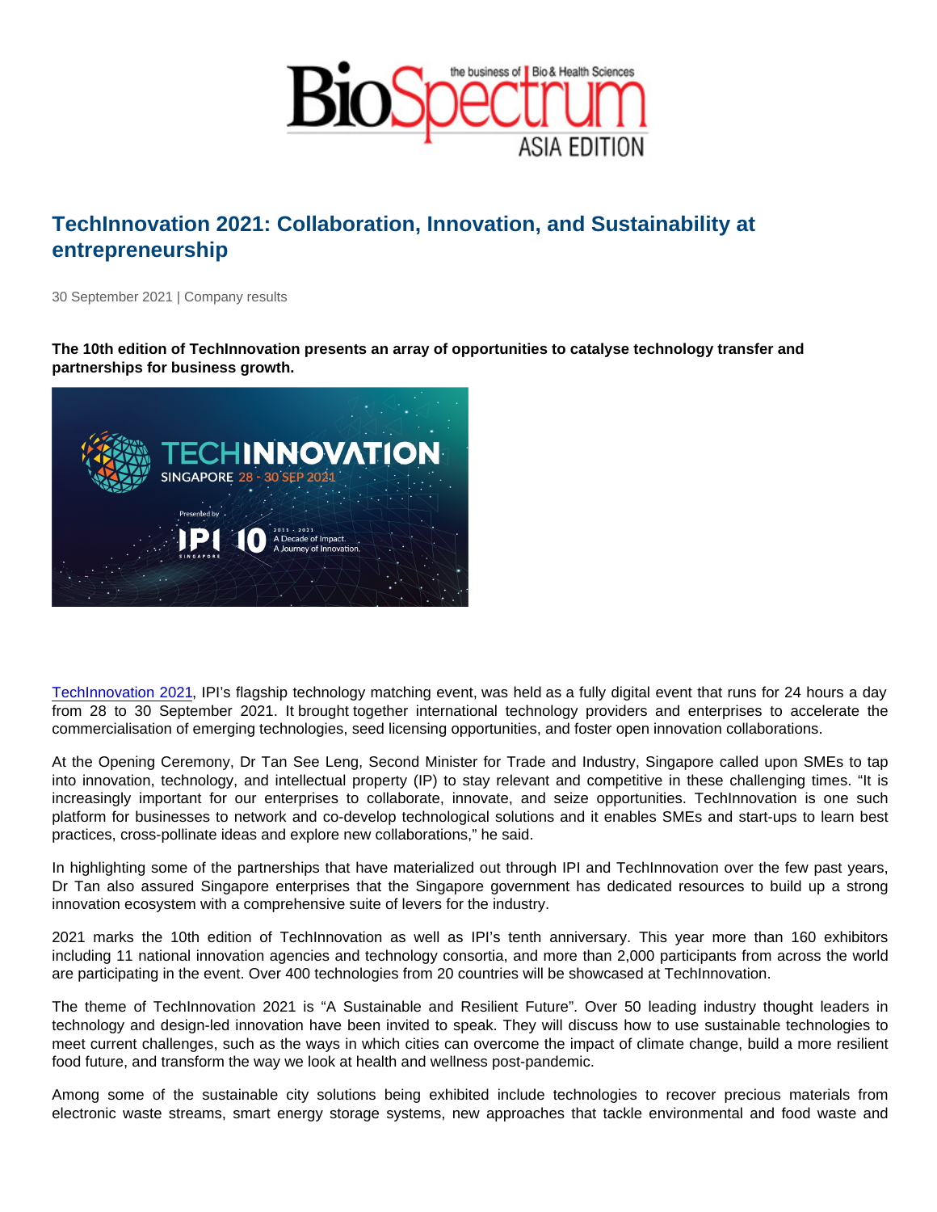# TechInnovation 2021: Collaboration, Innovation, and Sustainability at entrepreneurship

30 September 2021 | Company results

**The 10th edition of TechInnovation presents an array of opportunities to catalyse technology transfer and partnerships for business growth.**

TechInnovation 2021, IPI's flagship technology matching event, was held as a fully digital event that runs for 24 hours a day from 28 to 30 September 2021. It brought together international technology providers and enterprises to accelerate the commercialisation of emerging technologies, seed licensing opportunities, and foster open innovation collaborations.

At the Opening Ceremony, Dr Tan See Leng, Second Minister for Trade and Industry, Singapore called upon SMEs to tap into innovation, technology, and intellectual property (IP) to stay relevant and competitive in these challenging times. "It is increasingly important for our enterprises to collaborate, innovate, and seize opportunities. TechInnovation is one such platform for businesses to network and co-develop technological solutions and it enables SMEs and start-ups to learn best practices, cross-pollinate ideas and explore new collaborations," he said.

In highlighting some of the partnerships that have materialized out through IPI and TechInnovation over the few past years, Dr Tan also assured Singapore enterprises that the Singapore government has dedicated resources to build up a strong innovation ecosystem with a comprehensive suite of levers for the industry.

2021 marks the 10th edition of TechInnovation as well as IPI's tenth anniversary. This year more than 160 exhibitors including 11 national innovation agencies and technology consortia, and more than 2,000 participants from across the world are participating in the event. Over 400 technologies from 20 countries will be showcased at TechInnovation.

The theme of TechInnovation 2021 is "A Sustainable and Resilient Future". Over 50 leading industry thought leaders in technology and design-led innovation have been invited to speak. They will discuss how to use sustainable technologies to meet current challenges, such as the ways in which cities can overcome the impact of climate change, build a more resilient food future, and transform the way we look at health and wellness post-pandemic.

Among some of the sustainable city solutions being exhibited include technologies to recover precious materials from electronic waste streams, smart energy storage systems, new approaches that tackle environmental and food waste and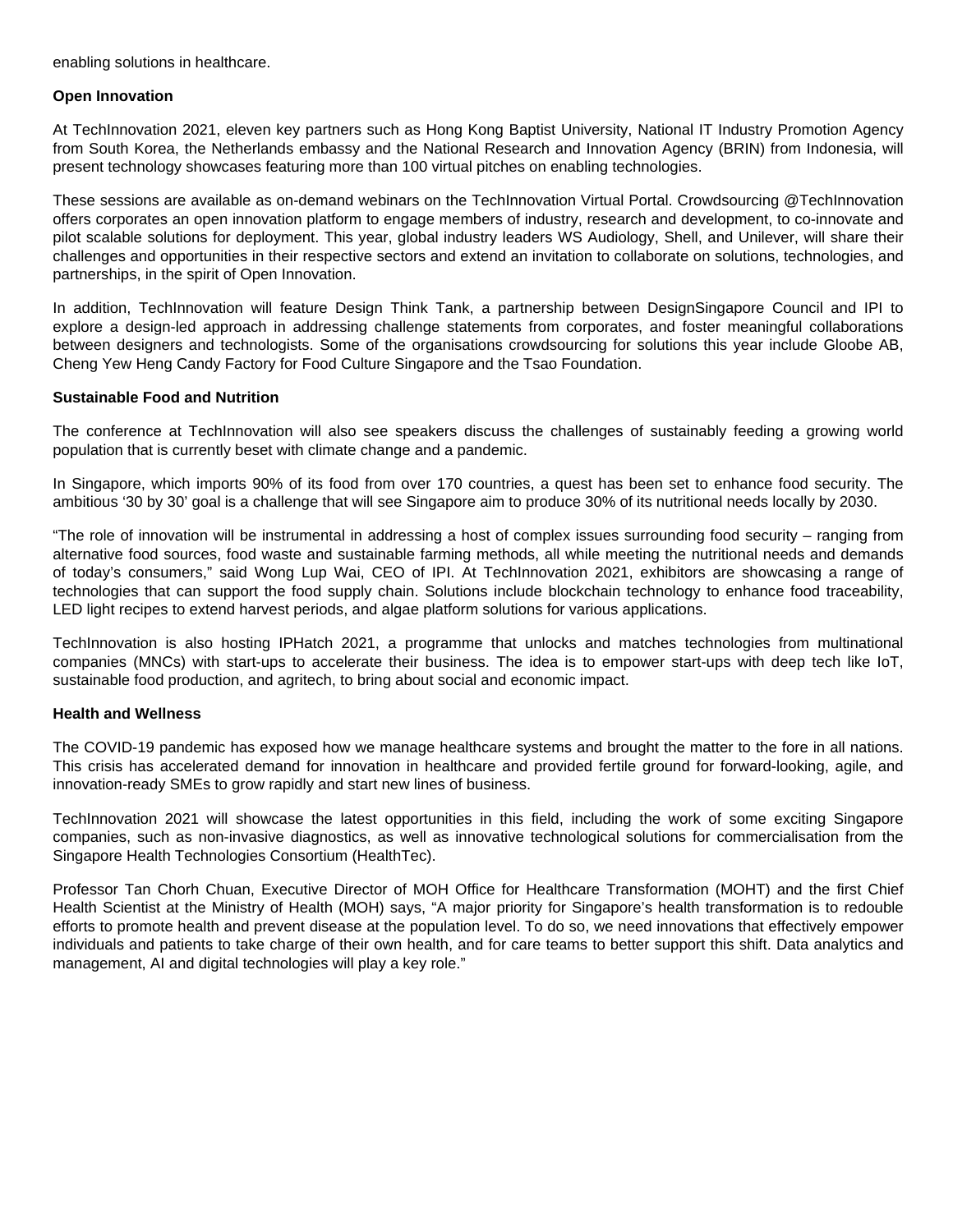enabling solutions in healthcare.

**Open Innovation**

At TechInnovation 2021, eleven key partners such as Hong Kong Baptist University, National IT Industry Promotion Agency from South Korea, the Netherlands embassy and the National Research and Innovation Agency (BRIN) from Indonesia, will present technology showcases featuring more than 100 virtual pitches on enabling technologies.

These sessions are available as on-demand webinars on the TechInnovation Virtual Portal. Crowdsourcing @TechInnovation offers corporates an open innovation platform to engage members of industry, research and development, to co-innovate and pilot scalable solutions for deployment. This year, global industry leaders WS Audiology, Shell, and Unilever, will share their challenges and opportunities in their respective sectors and extend an invitation to collaborate on solutions, technologies, and partnerships, in the spirit of Open Innovation.

In addition, TechInnovation will feature Design Think Tank, a partnership between DesignSingapore Council and IPI to explore a design-led approach in addressing challenge statements from corporates, and foster meaningful collaborations between designers and technologists. Some of the organisations crowdsourcing for solutions this year include Gloobe AB, Cheng Yew Heng Candy Factory for Food Culture Singapore and the Tsao Foundation.

**Sustainable Food and Nutrition**

The conference at TechInnovation will also see speakers discuss the challenges of sustainably feeding a growing world population that is currently beset with climate change and a pandemic.

In Singapore, which imports 90% of its food from over 170 countries, a quest has been set to enhance food security. The ambitious '30 by 30' goal is a challenge that will see Singapore aim to produce 30% of its nutritional needs locally by 2030.

"The role of innovation will be instrumental in addressing a host of complex issues surrounding food security – ranging from alternative food sources, food waste and sustainable farming methods, all while meeting the nutritional needs and demands of today's consumers," said Wong Lup Wai, CEO of IPI. At TechInnovation 2021, exhibitors are showcasing a range of technologies that can support the food supply chain. Solutions include blockchain technology to enhance food traceability, LED light recipes to extend harvest periods, and algae platform solutions for various applications.

TechInnovation is also hosting IPHatch 2021, a programme that unlocks and matches technologies from multinational companies (MNCs) with start-ups to accelerate their business. The idea is to empower start-ups with deep tech like IoT, sustainable food production, and agritech, to bring about social and economic impact.

**Health and Wellness**

The COVID-19 pandemic has exposed how we manage healthcare systems and brought the matter to the fore in all nations. This crisis has accelerated demand for innovation in healthcare and provided fertile ground for forward-looking, agile, and innovation-ready SMEs to grow rapidly and start new lines of business.

TechInnovation 2021 will showcase the latest opportunities in this field, including the work of some exciting Singapore companies, such as non-invasive diagnostics, as well as innovative technological solutions for commercialisation from the Singapore Health Technologies Consortium (HealthTec).

Professor Tan Chorh Chuan, Executive Director of MOH Office for Healthcare Transformation (MOHT) and the first Chief Health Scientist at the Ministry of Health (MOH) says, "A major priority for Singapore's health transformation is to redouble efforts to promote health and prevent disease at the population level. To do so, we need innovations that effectively empower individuals and patients to take charge of their own health, and for care teams to better support this shift. Data analytics and management, AI and digital technologies will play a key role."